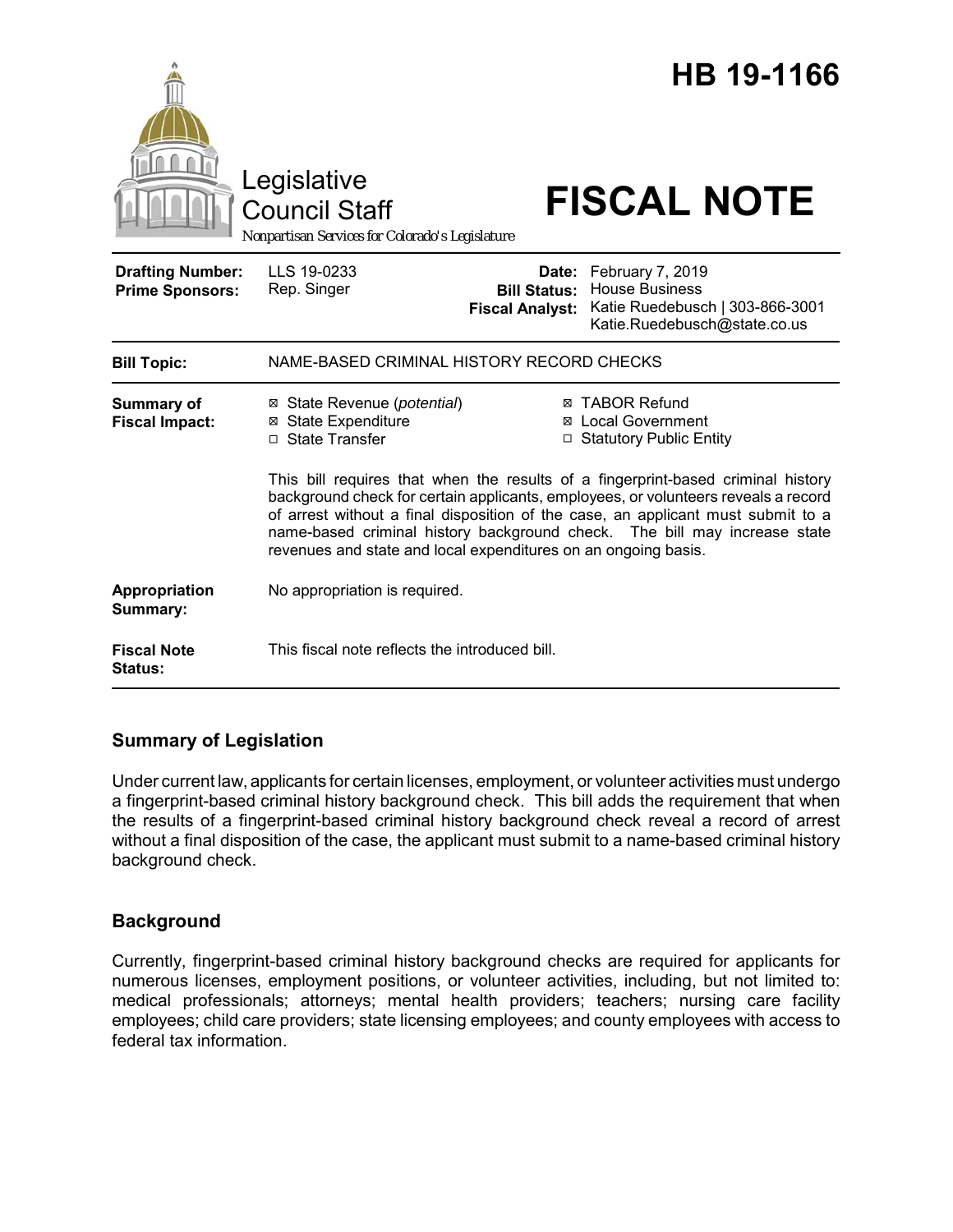# HB 19-1166

Legislative Council Staff

*Nonpartisan Services for Colorado's Legislature*

# FISCAL NOTE

| | | | |
|---|---|---|---|
| **Drafting Number:** | LLS 19-0233 | **Date:** | February 7, 2019 |
| **Prime Sponsors:** | Rep. Singer | **Bill Status:** | House Business |
| | | **Fiscal Analyst:** | Katie Ruedebusch \| 303-866-3001 Katie.Ruedebusch@state.co.us |

| | |
|---|---|
| **Bill Topic:** | NAME-BASED CRIMINAL HISTORY RECORD CHECKS |
| **Summary of Fiscal Impact:** | ☒ State Revenue (*potential*) ☒ State Expenditure ☐ State Transfer ☒ TABOR Refund ☒ Local Government ☐ Statutory Public Entity<br><br>This bill requires that when the results of a fingerprint-based criminal history background check for certain applicants, employees, or volunteers reveals a record of arrest without a final disposition of the case, an applicant must submit to a name-based criminal history background check. The bill may increase state revenues and state and local expenditures on an ongoing basis. |
| **Appropriation Summary:** | No appropriation is required. |
| **Fiscal Note Status:** | This fiscal note reflects the introduced bill. |

## Summary of Legislation

Under current law, applicants for certain licenses, employment, or volunteer activities must undergo a fingerprint-based criminal history background check. This bill adds the requirement that when the results of a fingerprint-based criminal history background check reveal a record of arrest without a final disposition of the case, the applicant must submit to a name-based criminal history background check.

## Background

Currently, fingerprint-based criminal history background checks are required for applicants for numerous licenses, employment positions, or volunteer activities, including, but not limited to: medical professionals; attorneys; mental health providers; teachers; nursing care facility employees; child care providers; state licensing employees; and county employees with access to federal tax information.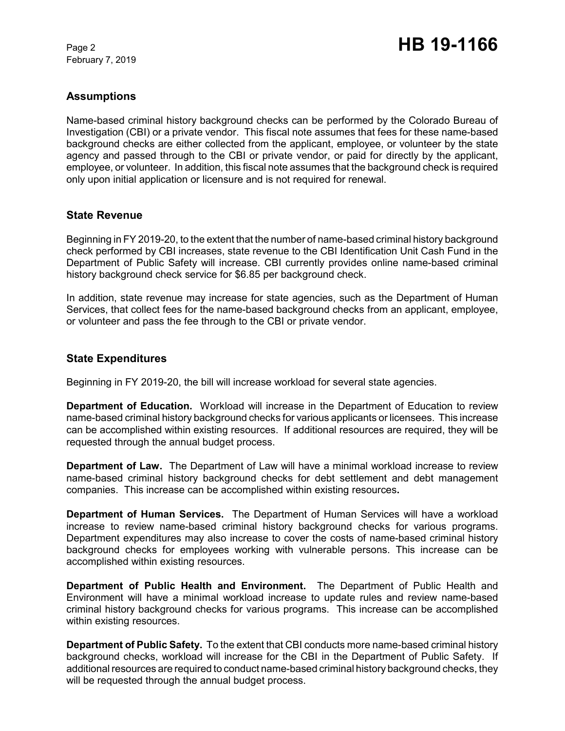## Assumptions

Name-based criminal history background checks can be performed by the Colorado Bureau of Investigation (CBI) or a private vendor. This fiscal note assumes that fees for these name-based background checks are either collected from the applicant, employee, or volunteer by the state agency and passed through to the CBI or private vendor, or paid for directly by the applicant, employee, or volunteer. In addition, this fiscal note assumes that the background check is required only upon initial application or licensure and is not required for renewal.

## State Revenue

Beginning in FY 2019-20, to the extent that the number of name-based criminal history background check performed by CBI increases, state revenue to the CBI Identification Unit Cash Fund in the Department of Public Safety will increase. CBI currently provides online name-based criminal history background check service for $6.85 per background check.

In addition, state revenue may increase for state agencies, such as the Department of Human Services, that collect fees for the name-based background checks from an applicant, employee, or volunteer and pass the fee through to the CBI or private vendor.

## State Expenditures

Beginning in FY 2019-20, the bill will increase workload for several state agencies.

**Department of Education.** Workload will increase in the Department of Education to review name-based criminal history background checks for various applicants or licensees. This increase can be accomplished within existing resources. If additional resources are required, they will be requested through the annual budget process.

**Department of Law.** The Department of Law will have a minimal workload increase to review name-based criminal history background checks for debt settlement and debt management companies. This increase can be accomplished within existing resources**.**

**Department of Human Services.** The Department of Human Services will have a workload increase to review name-based criminal history background checks for various programs. Department expenditures may also increase to cover the costs of name-based criminal history background checks for employees working with vulnerable persons. This increase can be accomplished within existing resources.

**Department of Public Health and Environment.** The Department of Public Health and Environment will have a minimal workload increase to update rules and review name-based criminal history background checks for various programs. This increase can be accomplished within existing resources.

**Department of Public Safety.** To the extent that CBI conducts more name-based criminal history background checks, workload will increase for the CBI in the Department of Public Safety. If additional resources are required to conduct name-based criminal history background checks, they will be requested through the annual budget process.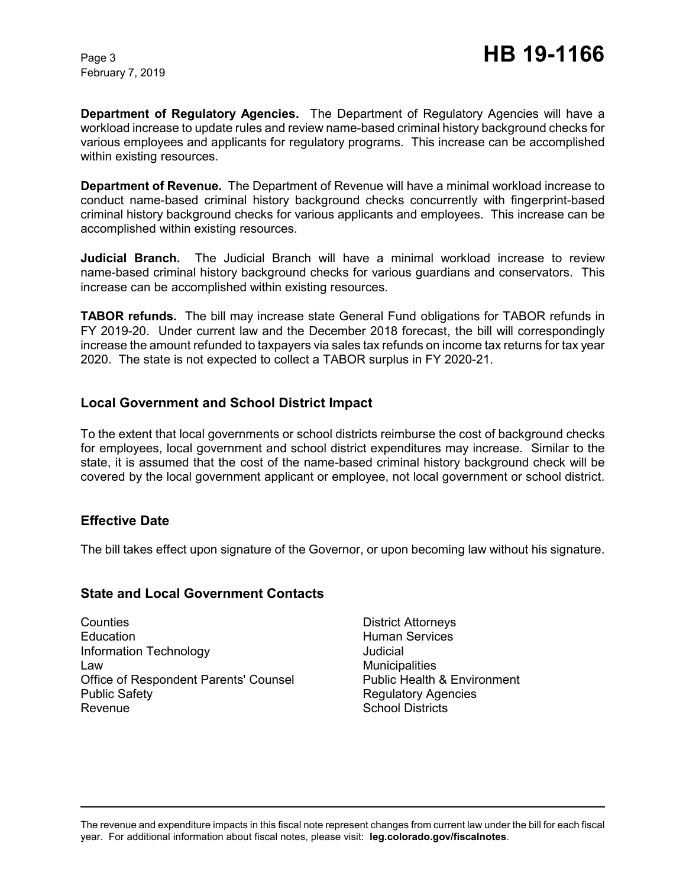**Department of Regulatory Agencies.** The Department of Regulatory Agencies will have a workload increase to update rules and review name-based criminal history background checks for various employees and applicants for regulatory programs. This increase can be accomplished within existing resources.

**Department of Revenue.** The Department of Revenue will have a minimal workload increase to conduct name-based criminal history background checks concurrently with fingerprint-based criminal history background checks for various applicants and employees. This increase can be accomplished within existing resources.

**Judicial Branch.** The Judicial Branch will have a minimal workload increase to review name-based criminal history background checks for various guardians and conservators. This increase can be accomplished within existing resources.

**TABOR refunds.** The bill may increase state General Fund obligations for TABOR refunds in FY 2019-20. Under current law and the December 2018 forecast, the bill will correspondingly increase the amount refunded to taxpayers via sales tax refunds on income tax returns for tax year 2020. The state is not expected to collect a TABOR surplus in FY 2020-21.

## Local Government and School District Impact

To the extent that local governments or school districts reimburse the cost of background checks for employees, local government and school district expenditures may increase. Similar to the state, it is assumed that the cost of the name-based criminal history background check will be covered by the local government applicant or employee, not local government or school district.

## Effective Date

The bill takes effect upon signature of the Governor, or upon becoming law without his signature.

## State and Local Government Contacts

Counties
District Attorneys
Education
Human Services
Information Technology
Judicial
Law
Municipalities
Office of Respondent Parents' Counsel
Public Health & Environment
Public Safety
Regulatory Agencies
Revenue
School Districts

The revenue and expenditure impacts in this fiscal note represent changes from current law under the bill for each fiscal year. For additional information about fiscal notes, please visit: **leg.colorado.gov/fiscalnotes**.